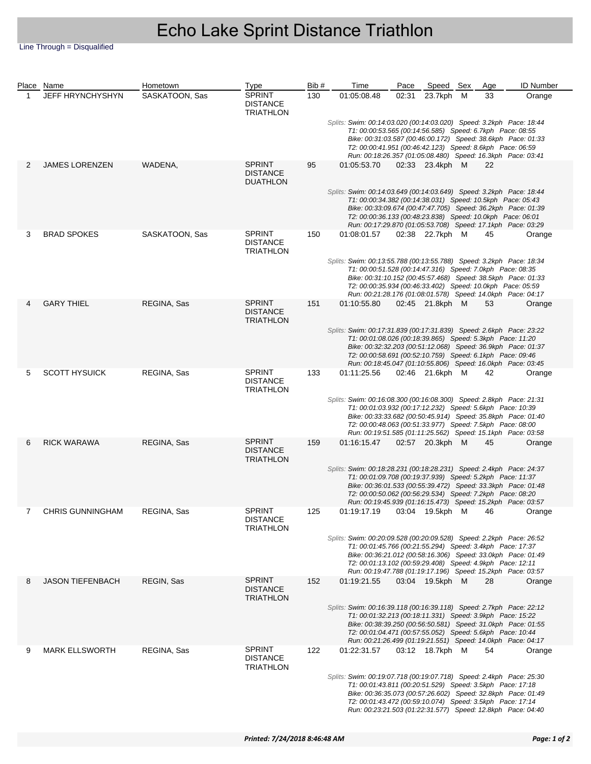# Echo Lake Sprint Distance Triathlon

Line Through = Disqualified

| Place | Name | Hometown | Type | Bib # | Time | Pace | Speed | Sex | Age | ID Number |
|---|---|---|---|---|---|---|---|---|---|---|
| 1 | JEFF HRYNCHYSHYN | SASKATOON, Sas | SPRINT DISTANCE TRIATHLON | 130 | 01:05:08.48 | 02:31 | 23.7kph | M | 33 | Orange |
| | | | *Splits: Swim: 00:14:03.020 (00:14:03.020) Speed: 3.2kph Pace: 18:44<br>T1: 00:00:53.565 (00:14:56.585) Speed: 6.7kph Pace: 08:55<br>Bike: 00:31:03.587 (00:46:00.172) Speed: 38.6kph Pace: 01:33<br>T2: 00:00:41.951 (00:46:42.123) Speed: 8.6kph Pace: 06:59<br>Run: 00:18:26.357 (01:05:08.480) Speed: 16.3kph Pace: 03:41* | | | | | | | |
| 2 | JAMES LORENZEN | WADENA, | SPRINT DISTANCE DUATHLON | 95 | 01:05:53.70 | 02:33 | 23.4kph | M | 22 | |
| | | | *Splits: Swim: 00:14:03.649 (00:14:03.649) Speed: 3.2kph Pace: 18:44<br>T1: 00:00:34.382 (00:14:38.031) Speed: 10.5kph Pace: 05:43<br>Bike: 00:33:09.674 (00:47:47.705) Speed: 36.2kph Pace: 01:39<br>T2: 00:00:36.133 (00:48:23.838) Speed: 10.0kph Pace: 06:01<br>Run: 00:17:29.870 (01:05:53.708) Speed: 17.1kph Pace: 03:29* | | | | | | | |
| 3 | BRAD SPOKES | SASKATOON, Sas | SPRINT DISTANCE TRIATHLON | 150 | 01:08:01.57 | 02:38 | 22.7kph | M | 45 | Orange |
| | | | *Splits: Swim: 00:13:55.788 (00:13:55.788) Speed: 3.2kph Pace: 18:34<br>T1: 00:00:51.528 (00:14:47.316) Speed: 7.0kph Pace: 08:35<br>Bike: 00:31:10.152 (00:45:57.468) Speed: 38.5kph Pace: 01:33<br>T2: 00:00:35.934 (00:46:33.402) Speed: 10.0kph Pace: 05:59<br>Run: 00:21:28.176 (01:08:01.578) Speed: 14.0kph Pace: 04:17* | | | | | | | |
| 4 | GARY THIEL | REGINA, Sas | SPRINT DISTANCE TRIATHLON | 151 | 01:10:55.80 | 02:45 | 21.8kph | M | 53 | Orange |
| | | | *Splits: Swim: 00:17:31.839 (00:17:31.839) Speed: 2.6kph Pace: 23:22<br>T1: 00:01:08.026 (00:18:39.865) Speed: 5.3kph Pace: 11:20<br>Bike: 00:32:32.203 (00:51:12.068) Speed: 36.9kph Pace: 01:37<br>T2: 00:00:58.691 (00:52:10.759) Speed: 6.1kph Pace: 09:46<br>Run: 00:18:45.047 (01:10:55.806) Speed: 16.0kph Pace: 03:45* | | | | | | | |
| 5 | SCOTT HYSUICK | REGINA, Sas | SPRINT DISTANCE TRIATHLON | 133 | 01:11:25.56 | 02:46 | 21.6kph | M | 42 | Orange |
| | | | *Splits: Swim: 00:16:08.300 (00:16:08.300) Speed: 2.8kph Pace: 21:31<br>T1: 00:01:03.932 (00:17:12.232) Speed: 5.6kph Pace: 10:39<br>Bike: 00:33:33.682 (00:50:45.914) Speed: 35.8kph Pace: 01:40<br>T2: 00:00:48.063 (00:51:33.977) Speed: 7.5kph Pace: 08:00<br>Run: 00:19:51.585 (01:11:25.562) Speed: 15.1kph Pace: 03:58* | | | | | | | |
| 6 | RICK WARAWA | REGINA, Sas | SPRINT DISTANCE TRIATHLON | 159 | 01:16:15.47 | 02:57 | 20.3kph | M | 45 | Orange |
| | | | *Splits: Swim: 00:18:28.231 (00:18:28.231) Speed: 2.4kph Pace: 24:37<br>T1: 00:01:09.708 (00:19:37.939) Speed: 5.2kph Pace: 11:37<br>Bike: 00:36:01.533 (00:55:39.472) Speed: 33.3kph Pace: 01:48<br>T2: 00:00:50.062 (00:56:29.534) Speed: 7.2kph Pace: 08:20<br>Run: 00:19:45.939 (01:16:15.473) Speed: 15.2kph Pace: 03:57* | | | | | | | |
| 7 | CHRIS GUNNINGHAM | REGINA, Sas | SPRINT DISTANCE TRIATHLON | 125 | 01:19:17.19 | 03:04 | 19.5kph | M | 46 | Orange |
| | | | *Splits: Swim: 00:20:09.528 (00:20:09.528) Speed: 2.2kph Pace: 26:52<br>T1: 00:01:45.766 (00:21:55.294) Speed: 3.4kph Pace: 17:37<br>Bike: 00:36:21.012 (00:58:16.306) Speed: 33.0kph Pace: 01:49<br>T2: 00:01:13.102 (00:59:29.408) Speed: 4.9kph Pace: 12:11<br>Run: 00:19:47.788 (01:19:17.196) Speed: 15.2kph Pace: 03:57* | | | | | | | |
| 8 | JASON TIEFENBACH | REGIN, Sas | SPRINT DISTANCE TRIATHLON | 152 | 01:19:21.55 | 03:04 | 19.5kph | M | 28 | Orange |
| | | | *Splits: Swim: 00:16:39.118 (00:16:39.118) Speed: 2.7kph Pace: 22:12<br>T1: 00:01:32.213 (00:18:11.331) Speed: 3.9kph Pace: 15:22<br>Bike: 00:38:39.250 (00:56:50.581) Speed: 31.0kph Pace: 01:55<br>T2: 00:01:04.471 (00:57:55.052) Speed: 5.6kph Pace: 10:44<br>Run: 00:21:26.499 (01:19:21.551) Speed: 14.0kph Pace: 04:17* | | | | | | | |
| 9 | MARK ELLSWORTH | REGINA, Sas | SPRINT DISTANCE TRIATHLON | 122 | 01:22:31.57 | 03:12 | 18.7kph | M | 54 | Orange |
| | | | *Splits: Swim: 00:19:07.718 (00:19:07.718) Speed: 2.4kph Pace: 25:30<br>T1: 00:01:43.811 (00:20:51.529) Speed: 3.5kph Pace: 17:18<br>Bike: 00:36:35.073 (00:57:26.602) Speed: 32.8kph Pace: 01:49<br>T2: 00:01:43.472 (00:59:10.074) Speed: 3.5kph Pace: 17:14<br>Run: 00:23:21.503 (01:22:31.577) Speed: 12.8kph Pace: 04:40* | | | | | | | |

**Printed: 7/24/2018 8:46:48 AM**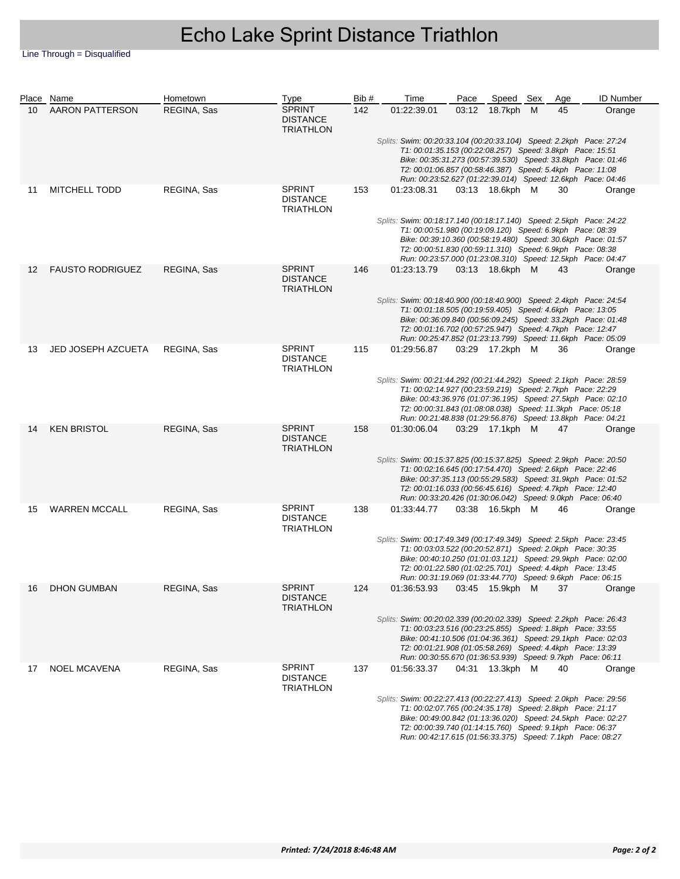# Echo Lake Sprint Distance Triathlon

Line Through = Disqualified

| Place | Name | Hometown | Type | Bib # | Time | Pace | Speed | Sex | Age | ID Number |
|---|---|---|---|---|---|---|---|---|---|---|
| 10 | AARON PATTERSON | REGINA, Sas | SPRINT DISTANCE TRIATHLON | 142 | 01:22:39.01 | 03:12 | 18.7kph | M | 45 | Orange |
| | *Splits: Swim: 00:20:33.104 (00:20:33.104) Speed: 2.2kph Pace: 27:24<br>T1: 00:01:35.153 (00:22:08.257) Speed: 3.8kph Pace: 15:51<br>Bike: 00:35:31.273 (00:57:39.530) Speed: 33.8kph Pace: 01:46<br>T2: 00:01:06.857 (00:58:46.387) Speed: 5.4kph Pace: 11:08<br>Run: 00:23:52.627 (01:22:39.014) Speed: 12.6kph Pace: 04:46* | | | | | | | | | |
| 11 | MITCHELL TODD | REGINA, Sas | SPRINT DISTANCE TRIATHLON | 153 | 01:23:08.31 | 03:13 | 18.6kph | M | 30 | Orange |
| | *Splits: Swim: 00:18:17.140 (00:18:17.140) Speed: 2.5kph Pace: 24:22<br>T1: 00:00:51.980 (00:19:09.120) Speed: 6.9kph Pace: 08:39<br>Bike: 00:39:10.360 (00:58:19.480) Speed: 30.6kph Pace: 01:57<br>T2: 00:00:51.830 (00:59:11.310) Speed: 6.9kph Pace: 08:38<br>Run: 00:23:57.000 (01:23:08.310) Speed: 12.5kph Pace: 04:47* | | | | | | | | | |
| 12 | FAUSTO RODRIGUEZ | REGINA, Sas | SPRINT DISTANCE TRIATHLON | 146 | 01:23:13.79 | 03:13 | 18.6kph | M | 43 | Orange |
| | *Splits: Swim: 00:18:40.900 (00:18:40.900) Speed: 2.4kph Pace: 24:54<br>T1: 00:01:18.505 (00:19:59.405) Speed: 4.6kph Pace: 13:05<br>Bike: 00:36:09.840 (00:56:09.245) Speed: 33.2kph Pace: 01:48<br>T2: 00:01:16.702 (00:57:25.947) Speed: 4.7kph Pace: 12:47<br>Run: 00:25:47.852 (01:23:13.799) Speed: 11.6kph Pace: 05:09* | | | | | | | | | |
| 13 | JED JOSEPH AZCUETA | REGINA, Sas | SPRINT DISTANCE TRIATHLON | 115 | 01:29:56.87 | 03:29 | 17.2kph | M | 36 | Orange |
| | *Splits: Swim: 00:21:44.292 (00:21:44.292) Speed: 2.1kph Pace: 28:59<br>T1: 00:02:14.927 (00:23:59.219) Speed: 2.7kph Pace: 22:29<br>Bike: 00:43:36.976 (01:07:36.195) Speed: 27.5kph Pace: 02:10<br>T2: 00:00:31.843 (01:08:08.038) Speed: 11.3kph Pace: 05:18<br>Run: 00:21:48.838 (01:29:56.876) Speed: 13.8kph Pace: 04:21* | | | | | | | | | |
| 14 | KEN BRISTOL | REGINA, Sas | SPRINT DISTANCE TRIATHLON | 158 | 01:30:06.04 | 03:29 | 17.1kph | M | 47 | Orange |
| | *Splits: Swim: 00:15:37.825 (00:15:37.825) Speed: 2.9kph Pace: 20:50<br>T1: 00:02:16.645 (00:17:54.470) Speed: 2.6kph Pace: 22:46<br>Bike: 00:37:35.113 (00:55:29.583) Speed: 31.9kph Pace: 01:52<br>T2: 00:01:16.033 (00:56:45.616) Speed: 4.7kph Pace: 12:40<br>Run: 00:33:20.426 (01:30:06.042) Speed: 9.0kph Pace: 06:40* | | | | | | | | | |
| 15 | WARREN MCCALL | REGINA, Sas | SPRINT DISTANCE TRIATHLON | 138 | 01:33:44.77 | 03:38 | 16.5kph | M | 46 | Orange |
| | *Splits: Swim: 00:17:49.349 (00:17:49.349) Speed: 2.5kph Pace: 23:45<br>T1: 00:03:03.522 (00:20:52.871) Speed: 2.0kph Pace: 30:35<br>Bike: 00:40:10.250 (01:01:03.121) Speed: 29.9kph Pace: 02:00<br>T2: 00:01:22.580 (01:02:25.701) Speed: 4.4kph Pace: 13:45<br>Run: 00:31:19.069 (01:33:44.770) Speed: 9.6kph Pace: 06:15* | | | | | | | | | |
| 16 | DHON GUMBAN | REGINA, Sas | SPRINT DISTANCE TRIATHLON | 124 | 01:36:53.93 | 03:45 | 15.9kph | M | 37 | Orange |
| | *Splits: Swim: 00:20:02.339 (00:20:02.339) Speed: 2.2kph Pace: 26:43<br>T1: 00:03:23.516 (00:23:25.855) Speed: 1.8kph Pace: 33:55<br>Bike: 00:41:10.506 (01:04:36.361) Speed: 29.1kph Pace: 02:03<br>T2: 00:01:21.908 (01:05:58.269) Speed: 4.4kph Pace: 13:39<br>Run: 00:30:55.670 (01:36:53.939) Speed: 9.7kph Pace: 06:11* | | | | | | | | | |
| 17 | NOEL MCAVENA | REGINA, Sas | SPRINT DISTANCE TRIATHLON | 137 | 01:56:33.37 | 04:31 | 13.3kph | M | 40 | Orange |
| | *Splits: Swim: 00:22:27.413 (00:22:27.413) Speed: 2.0kph Pace: 29:56<br>T1: 00:02:07.765 (00:24:35.178) Speed: 2.8kph Pace: 21:17<br>Bike: 00:49:00.842 (01:13:36.020) Speed: 24.5kph Pace: 02:27<br>T2: 00:00:39.740 (01:14:15.760) Speed: 9.1kph Pace: 06:37<br>Run: 00:42:17.615 (01:56:33.375) Speed: 7.1kph Pace: 08:27* | | | | | | | | | |

*Printed: 7/24/2018 8:46:48 AM*